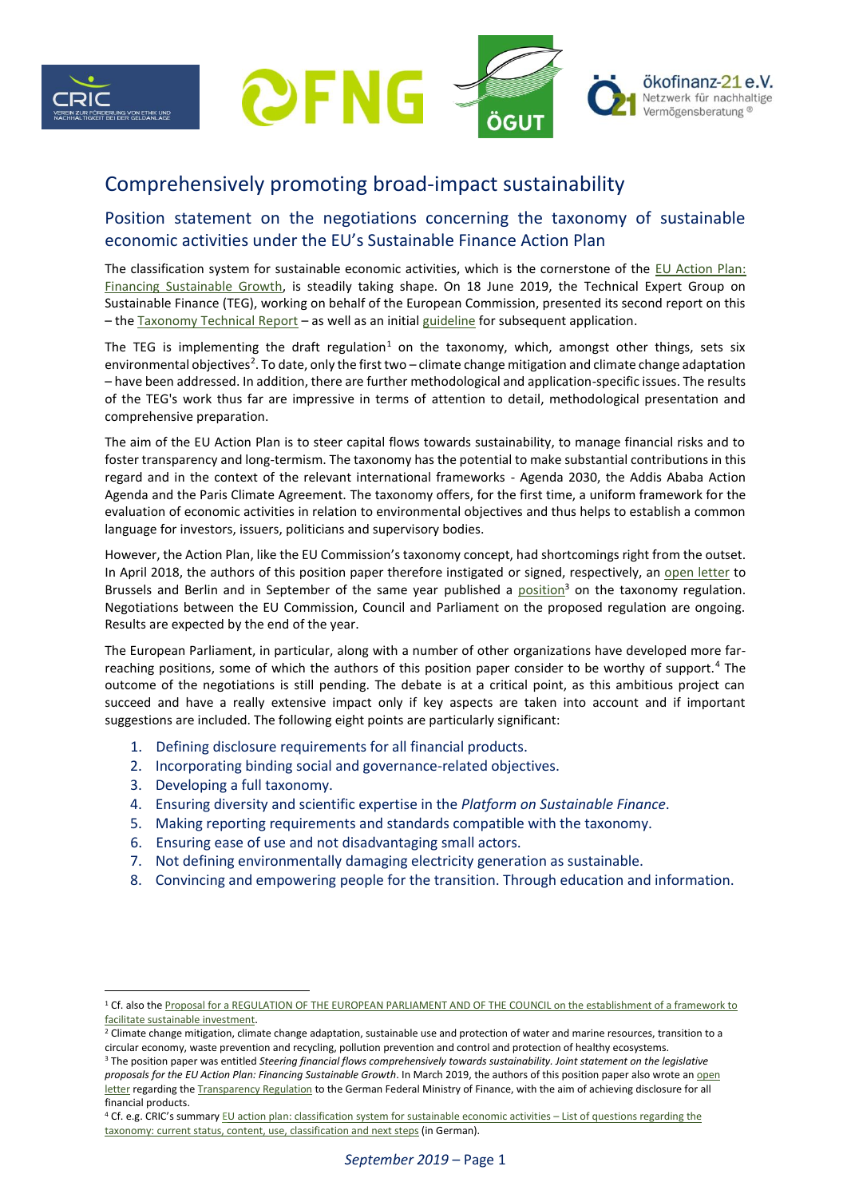# Comprehensively promoting broad-impact sustainability

## Position statement on the negotiations concerning the taxonomy of sustainable economic activities under the EU's Sustainable Finance Action Plan

The classification system for sustainable economic activities, which is the cornerstone of the EU Action Plan: Financing Sustainable Growth, is steadily taking shape. On 18 June 2019, the Technical Expert Group on Sustainable Finance (TEG), working on behalf of the European Commission, presented its second report on this – the Taxonomy Technical Report – as well as an initial guideline for subsequent application.

The TEG is implementing the draft regulation[1] on the taxonomy, which, amongst other things, sets six environmental objectives[2]. To date, only the first two – climate change mitigation and climate change adaptation – have been addressed. In addition, there are further methodological and application-specific issues. The results of the TEG's work thus far are impressive in terms of attention to detail, methodological presentation and comprehensive preparation.

The aim of the EU Action Plan is to steer capital flows towards sustainability, to manage financial risks and to foster transparency and long-termism. The taxonomy has the potential to make substantial contributions in this regard and in the context of the relevant international frameworks - Agenda 2030, the Addis Ababa Action Agenda and the Paris Climate Agreement. The taxonomy offers, for the first time, a uniform framework for the evaluation of economic activities in relation to environmental objectives and thus helps to establish a common language for investors, issuers, politicians and supervisory bodies.

However, the Action Plan, like the EU Commission's taxonomy concept, had shortcomings right from the outset. In April 2018, the authors of this position paper therefore instigated or signed, respectively, an open letter to Brussels and Berlin and in September of the same year published a position[3] on the taxonomy regulation. Negotiations between the EU Commission, Council and Parliament on the proposed regulation are ongoing. Results are expected by the end of the year.

The European Parliament, in particular, along with a number of other organizations have developed more far-reaching positions, some of which the authors of this position paper consider to be worthy of support.[4] The outcome of the negotiations is still pending. The debate is at a critical point, as this ambitious project can succeed and have a really extensive impact only if key aspects are taken into account and if important suggestions are included. The following eight points are particularly significant:

1. Defining disclosure requirements for all financial products.
2. Incorporating binding social and governance-related objectives.
3. Developing a full taxonomy.
4. Ensuring diversity and scientific expertise in the *Platform on Sustainable Finance*.
5. Making reporting requirements and standards compatible with the taxonomy.
6. Ensuring ease of use and not disadvantaging small actors.
7. Not defining environmentally damaging electricity generation as sustainable.
8. Convincing and empowering people for the transition. Through education and information.

---

[1] Cf. also the Proposal for a REGULATION OF THE EUROPEAN PARLIAMENT AND OF THE COUNCIL on the establishment of a framework to facilitate sustainable investment.

[2] Climate change mitigation, climate change adaptation, sustainable use and protection of water and marine resources, transition to a circular economy, waste prevention and recycling, pollution prevention and control and protection of healthy ecosystems.

[3] The position paper was entitled *Steering financial flows comprehensively towards sustainability. Joint statement on the legislative proposals for the EU Action Plan: Financing Sustainable Growth*. In March 2019, the authors of this position paper also wrote an open letter regarding the Transparency Regulation to the German Federal Ministry of Finance, with the aim of achieving disclosure for all financial products.

[4] Cf. e.g. CRIC's summary EU action plan: classification system for sustainable economic activities – List of questions regarding the taxonomy: current status, content, use, classification and next steps (in German).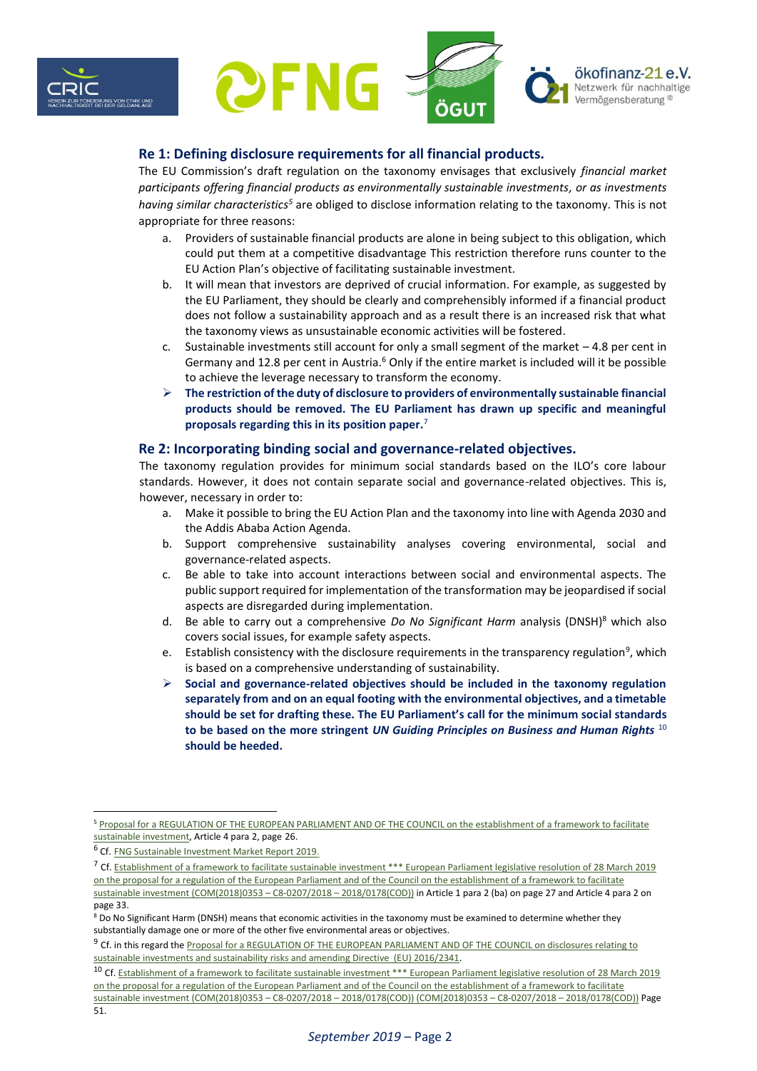## Re 1: Defining disclosure requirements for all financial products.

The EU Commission's draft regulation on the taxonomy envisages that exclusively *financial market participants offering financial products as environmentally sustainable investments, or as investments having similar characteristics*[5] are obliged to disclose information relating to the taxonomy. This is not appropriate for three reasons:

a. Providers of sustainable financial products are alone in being subject to this obligation, which could put them at a competitive disadvantage This restriction therefore runs counter to the EU Action Plan's objective of facilitating sustainable investment.

b. It will mean that investors are deprived of crucial information. For example, as suggested by the EU Parliament, they should be clearly and comprehensibly informed if a financial product does not follow a sustainability approach and as a result there is an increased risk that what the taxonomy views as unsustainable economic activities will be fostered.

c. Sustainable investments still account for only a small segment of the market – 4.8 per cent in Germany and 12.8 per cent in Austria.[6] Only if the entire market is included will it be possible to achieve the leverage necessary to transform the economy.

➢ **The restriction of the duty of disclosure to providers of environmentally sustainable financial products should be removed. The EU Parliament has drawn up specific and meaningful proposals regarding this in its position paper.**[7]

## Re 2: Incorporating binding social and governance-related objectives.

The taxonomy regulation provides for minimum social standards based on the ILO's core labour standards. However, it does not contain separate social and governance-related objectives. This is, however, necessary in order to:

a. Make it possible to bring the EU Action Plan and the taxonomy into line with Agenda 2030 and the Addis Ababa Action Agenda.

b. Support comprehensive sustainability analyses covering environmental, social and governance-related aspects.

c. Be able to take into account interactions between social and environmental aspects. The public support required for implementation of the transformation may be jeopardised if social aspects are disregarded during implementation.

d. Be able to carry out a comprehensive *Do No Significant Harm* analysis (DNSH)[8] which also covers social issues, for example safety aspects.

e. Establish consistency with the disclosure requirements in the transparency regulation[9], which is based on a comprehensive understanding of sustainability.

➢ **Social and governance-related objectives should be included in the taxonomy regulation separately from and on an equal footing with the environmental objectives, and a timetable should be set for drafting these. The EU Parliament's call for the minimum social standards to be based on the more stringent *UN Guiding Principles on Business and Human Rights*[10] should be heeded.**

---

[5] Proposal for a REGULATION OF THE EUROPEAN PARLIAMENT AND OF THE COUNCIL on the establishment of a framework to facilitate sustainable investment, Article 4 para 2, page 26.

[6] Cf. FNG Sustainable Investment Market Report 2019.

[7] Cf. Establishment of a framework to facilitate sustainable investment *** European Parliament legislative resolution of 28 March 2019 on the proposal for a regulation of the European Parliament and of the Council on the establishment of a framework to facilitate sustainable investment (COM(2018)0353 – C8-0207/2018 – 2018/0178(COD)) in Article 1 para 2 (ba) on page 27 and Article 4 para 2 on page 33.

[8] Do No Significant Harm (DNSH) means that economic activities in the taxonomy must be examined to determine whether they substantially damage one or more of the other five environmental areas or objectives.

[9] Cf. in this regard the Proposal for a REGULATION OF THE EUROPEAN PARLIAMENT AND OF THE COUNCIL on disclosures relating to sustainable investments and sustainability risks and amending Directive (EU) 2016/2341.

[10] Cf. Establishment of a framework to facilitate sustainable investment *** European Parliament legislative resolution of 28 March 2019 on the proposal for a regulation of the European Parliament and of the Council on the establishment of a framework to facilitate sustainable investment (COM(2018)0353 – C8-0207/2018 – 2018/0178(COD)) (COM(2018)0353 – C8-0207/2018 – 2018/0178(COD)) Page 51.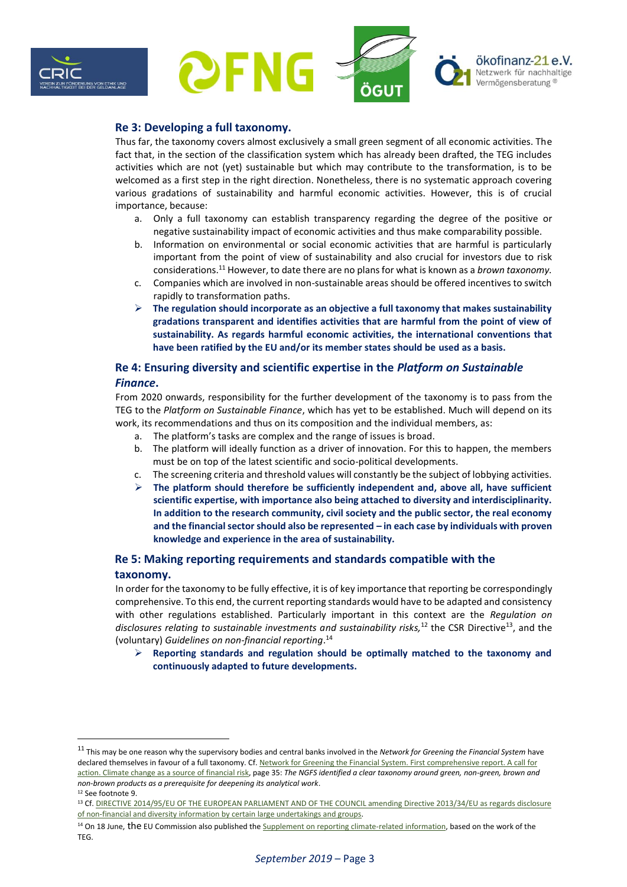## Re 3: Developing a full taxonomy.

Thus far, the taxonomy covers almost exclusively a small green segment of all economic activities. The fact that, in the section of the classification system which has already been drafted, the TEG includes activities which are not (yet) sustainable but which may contribute to the transformation, is to be welcomed as a first step in the right direction. Nonetheless, there is no systematic approach covering various gradations of sustainability and harmful economic activities. However, this is of crucial importance, because:

a. Only a full taxonomy can establish transparency regarding the degree of the positive or negative sustainability impact of economic activities and thus make comparability possible.

b. Information on environmental or social economic activities that are harmful is particularly important from the point of view of sustainability and also crucial for investors due to risk considerations.[11] However, to date there are no plans for what is known as a *brown taxonomy.*

c. Companies which are involved in non-sustainable areas should be offered incentives to switch rapidly to transformation paths.

➢ **The regulation should incorporate as an objective a full taxonomy that makes sustainability gradations transparent and identifies activities that are harmful from the point of view of sustainability. As regards harmful economic activities, the international conventions that have been ratified by the EU and/or its member states should be used as a basis.**

## Re 4: Ensuring diversity and scientific expertise in the *Platform on Sustainable Finance*.

From 2020 onwards, responsibility for the further development of the taxonomy is to pass from the TEG to the *Platform on Sustainable Finance*, which has yet to be established. Much will depend on its work, its recommendations and thus on its composition and the individual members, as:

a. The platform's tasks are complex and the range of issues is broad.

b. The platform will ideally function as a driver of innovation. For this to happen, the members must be on top of the latest scientific and socio-political developments.

c. The screening criteria and threshold values will constantly be the subject of lobbying activities.

➢ **The platform should therefore be sufficiently independent and, above all, have sufficient scientific expertise, with importance also being attached to diversity and interdisciplinarity. In addition to the research community, civil society and the public sector, the real economy and the financial sector should also be represented – in each case by individuals with proven knowledge and experience in the area of sustainability.**

## Re 5: Making reporting requirements and standards compatible with the taxonomy.

In order for the taxonomy to be fully effective, it is of key importance that reporting be correspondingly comprehensive. To this end, the current reporting standards would have to be adapted and consistency with other regulations established. Particularly important in this context are the *Regulation on disclosures relating to sustainable investments and sustainability risks,*[12] the CSR Directive[13], and the (voluntary) *Guidelines on non-financial reporting*.[14]

➢ **Reporting standards and regulation should be optimally matched to the taxonomy and continuously adapted to future developments.**

---

[11] This may be one reason why the supervisory bodies and central banks involved in the *Network for Greening the Financial System* have declared themselves in favour of a full taxonomy. Cf. Network for Greening the Financial System. First comprehensive report. A call for action. Climate change as a source of financial risk, page 35: *The NGFS identified a clear taxonomy around green, non-green, brown and non-brown products as a prerequisite for deepening its analytical work*.

[12] See footnote 9.

[13] Cf. DIRECTIVE 2014/95/EU OF THE EUROPEAN PARLIAMENT AND OF THE COUNCIL amending Directive 2013/34/EU as regards disclosure of non-financial and diversity information by certain large undertakings and groups.

[14] On 18 June, the EU Commission also published the Supplement on reporting climate-related information, based on the work of the TEG.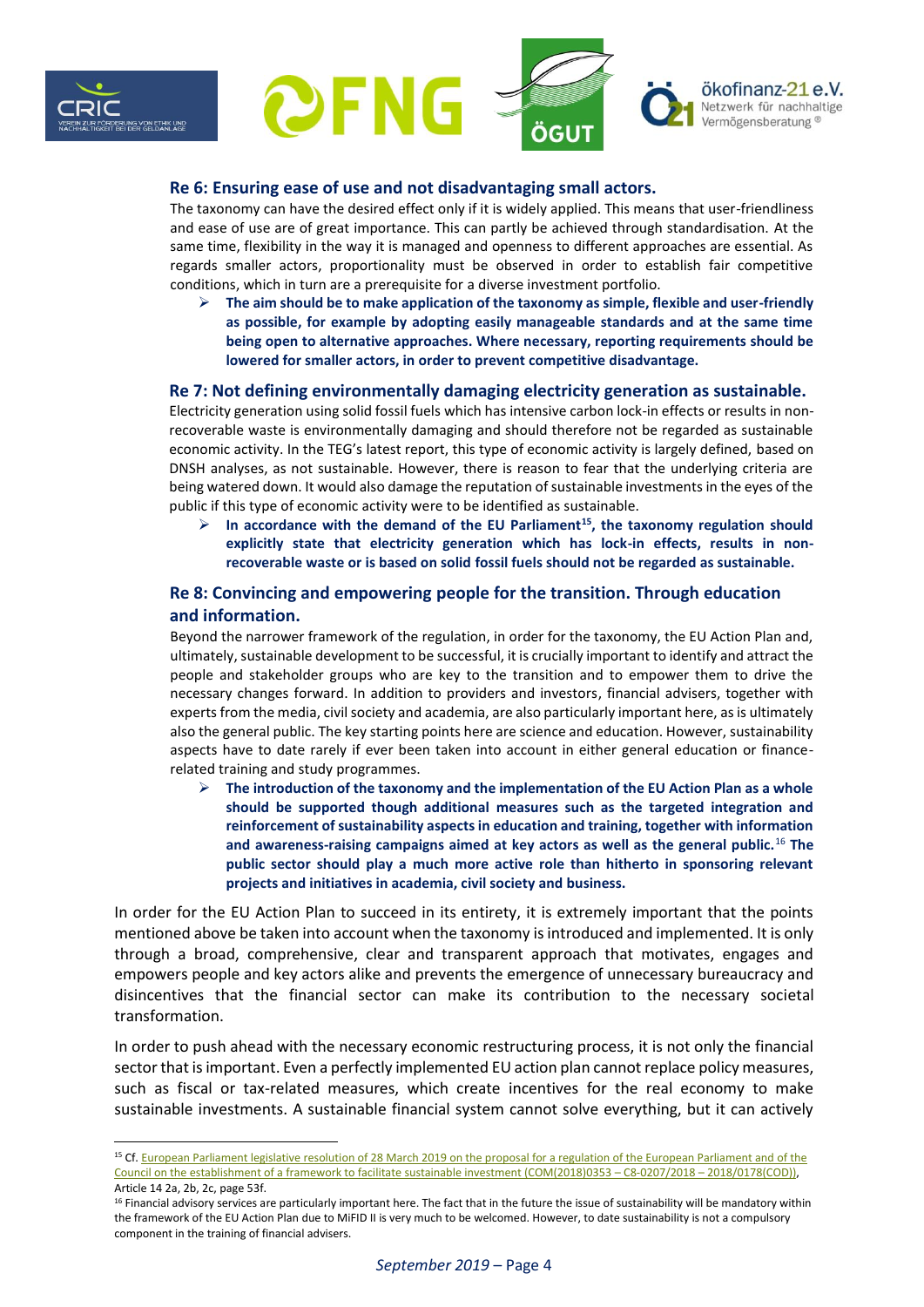### Re 6: Ensuring ease of use and not disadvantaging small actors.

The taxonomy can have the desired effect only if it is widely applied. This means that user-friendliness and ease of use are of great importance. This can partly be achieved through standardisation. At the same time, flexibility in the way it is managed and openness to different approaches are essential. As regards smaller actors, proportionality must be observed in order to establish fair competitive conditions, which in turn are a prerequisite for a diverse investment portfolio.

- **The aim should be to make application of the taxonomy as simple, flexible and user-friendly as possible, for example by adopting easily manageable standards and at the same time being open to alternative approaches. Where necessary, reporting requirements should be lowered for smaller actors, in order to prevent competitive disadvantage.**

### Re 7: Not defining environmentally damaging electricity generation as sustainable.

Electricity generation using solid fossil fuels which has intensive carbon lock-in effects or results in non-recoverable waste is environmentally damaging and should therefore not be regarded as sustainable economic activity. In the TEG's latest report, this type of economic activity is largely defined, based on DNSH analyses, as not sustainable. However, there is reason to fear that the underlying criteria are being watered down. It would also damage the reputation of sustainable investments in the eyes of the public if this type of economic activity were to be identified as sustainable.

- **In accordance with the demand of the EU Parliament[15], the taxonomy regulation should explicitly state that electricity generation which has lock-in effects, results in non-recoverable waste or is based on solid fossil fuels should not be regarded as sustainable.**

### Re 8: Convincing and empowering people for the transition. Through education and information.

Beyond the narrower framework of the regulation, in order for the taxonomy, the EU Action Plan and, ultimately, sustainable development to be successful, it is crucially important to identify and attract the people and stakeholder groups who are key to the transition and to empower them to drive the necessary changes forward. In addition to providers and investors, financial advisers, together with experts from the media, civil society and academia, are also particularly important here, as is ultimately also the general public. The key starting points here are science and education. However, sustainability aspects have to date rarely if ever been taken into account in either general education or finance-related training and study programmes.

- **The introduction of the taxonomy and the implementation of the EU Action Plan as a whole should be supported though additional measures such as the targeted integration and reinforcement of sustainability aspects in education and training, together with information and awareness-raising campaigns aimed at key actors as well as the general public.**[16] **The public sector should play a much more active role than hitherto in sponsoring relevant projects and initiatives in academia, civil society and business.**

In order for the EU Action Plan to succeed in its entirety, it is extremely important that the points mentioned above be taken into account when the taxonomy is introduced and implemented. It is only through a broad, comprehensive, clear and transparent approach that motivates, engages and empowers people and key actors alike and prevents the emergence of unnecessary bureaucracy and disincentives that the financial sector can make its contribution to the necessary societal transformation.

In order to push ahead with the necessary economic restructuring process, it is not only the financial sector that is important. Even a perfectly implemented EU action plan cannot replace policy measures, such as fiscal or tax-related measures, which create incentives for the real economy to make sustainable investments. A sustainable financial system cannot solve everything, but it can actively

---

[15] Cf. European Parliament legislative resolution of 28 March 2019 on the proposal for a regulation of the European Parliament and of the Council on the establishment of a framework to facilitate sustainable investment (COM(2018)0353 – C8-0207/2018 – 2018/0178(COD)), Article 14 2a, 2b, 2c, page 53f.

[16] Financial advisory services are particularly important here. The fact that in the future the issue of sustainability will be mandatory within the framework of the EU Action Plan due to MiFID II is very much to be welcomed. However, to date sustainability is not a compulsory component in the training of financial advisers.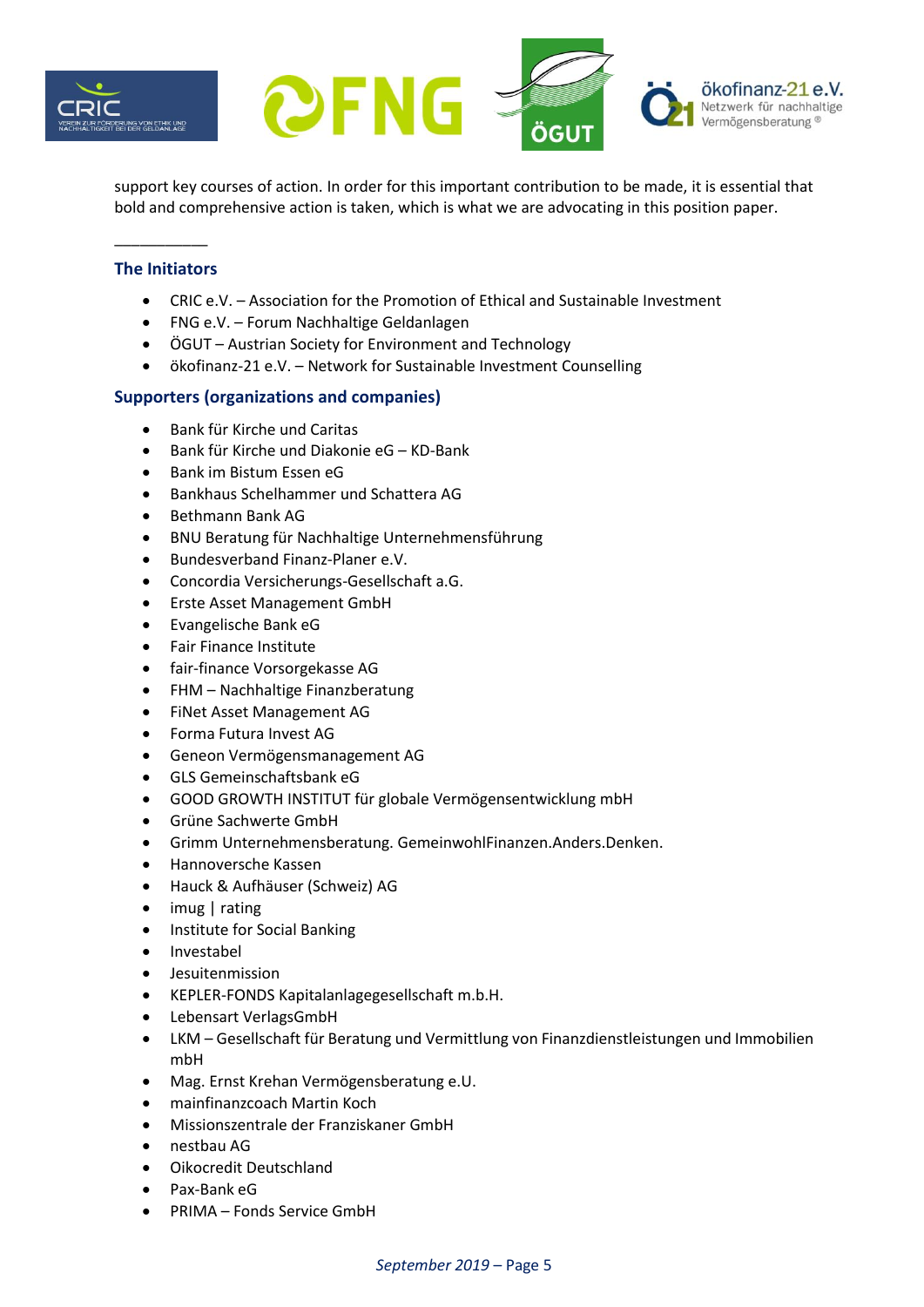support key courses of action. In order for this important contribution to be made, it is essential that bold and comprehensive action is taken, which is what we are advocating in this position paper.

___________

### The Initiators

- CRIC e.V. – Association for the Promotion of Ethical and Sustainable Investment
- FNG e.V. – Forum Nachhaltige Geldanlagen
- ÖGUT – Austrian Society for Environment and Technology
- ökofinanz-21 e.V. – Network for Sustainable Investment Counselling

### Supporters (organizations and companies)

- Bank für Kirche und Caritas
- Bank für Kirche und Diakonie eG – KD-Bank
- Bank im Bistum Essen eG
- Bankhaus Schelhammer und Schattera AG
- Bethmann Bank AG
- BNU Beratung für Nachhaltige Unternehmensführung
- Bundesverband Finanz-Planer e.V.
- Concordia Versicherungs-Gesellschaft a.G.
- Erste Asset Management GmbH
- Evangelische Bank eG
- Fair Finance Institute
- fair-finance Vorsorgekasse AG
- FHM – Nachhaltige Finanzberatung
- FiNet Asset Management AG
- Forma Futura Invest AG
- Geneon Vermögensmanagement AG
- GLS Gemeinschaftsbank eG
- GOOD GROWTH INSTITUT für globale Vermögensentwicklung mbH
- Grüne Sachwerte GmbH
- Grimm Unternehmensberatung. GemeinwohlFinanzen.Anders.Denken.
- Hannoversche Kassen
- Hauck & Aufhäuser (Schweiz) AG
- imug | rating
- Institute for Social Banking
- Investabel
- Jesuitenmission
- KEPLER-FONDS Kapitalanlagegesellschaft m.b.H.
- Lebensart VerlagsGmbH
- LKM – Gesellschaft für Beratung und Vermittlung von Finanzdienstleistungen und Immobilien mbH
- Mag. Ernst Krehan Vermögensberatung e.U.
- mainfinanzcoach Martin Koch
- Missionszentrale der Franziskaner GmbH
- nestbau AG
- Oikocredit Deutschland
- Pax-Bank eG
- PRIMA – Fonds Service GmbH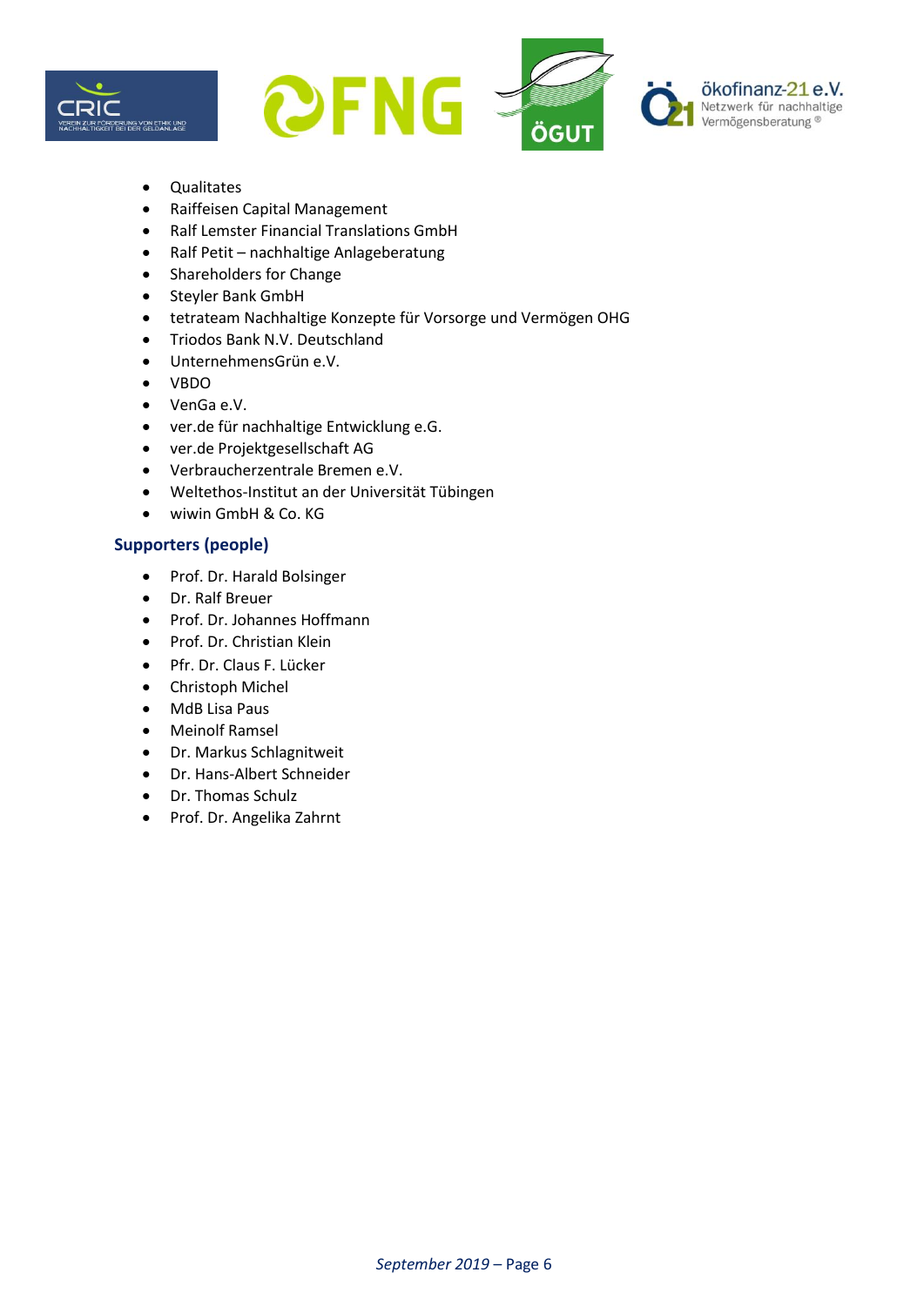- Qualitates
- Raiffeisen Capital Management
- Ralf Lemster Financial Translations GmbH
- Ralf Petit – nachhaltige Anlageberatung
- Shareholders for Change
- Steyler Bank GmbH
- tetrateam Nachhaltige Konzepte für Vorsorge und Vermögen OHG
- Triodos Bank N.V. Deutschland
- UnternehmensGrün e.V.
- VBDO
- VenGa e.V.
- ver.de für nachhaltige Entwicklung e.G.
- ver.de Projektgesellschaft AG
- Verbraucherzentrale Bremen e.V.
- Weltethos-Institut an der Universität Tübingen
- wiwin GmbH & Co. KG

## Supporters (people)

- Prof. Dr. Harald Bolsinger
- Dr. Ralf Breuer
- Prof. Dr. Johannes Hoffmann
- Prof. Dr. Christian Klein
- Pfr. Dr. Claus F. Lücker
- Christoph Michel
- MdB Lisa Paus
- Meinolf Ramsel
- Dr. Markus Schlagnitweit
- Dr. Hans-Albert Schneider
- Dr. Thomas Schulz
- Prof. Dr. Angelika Zahrnt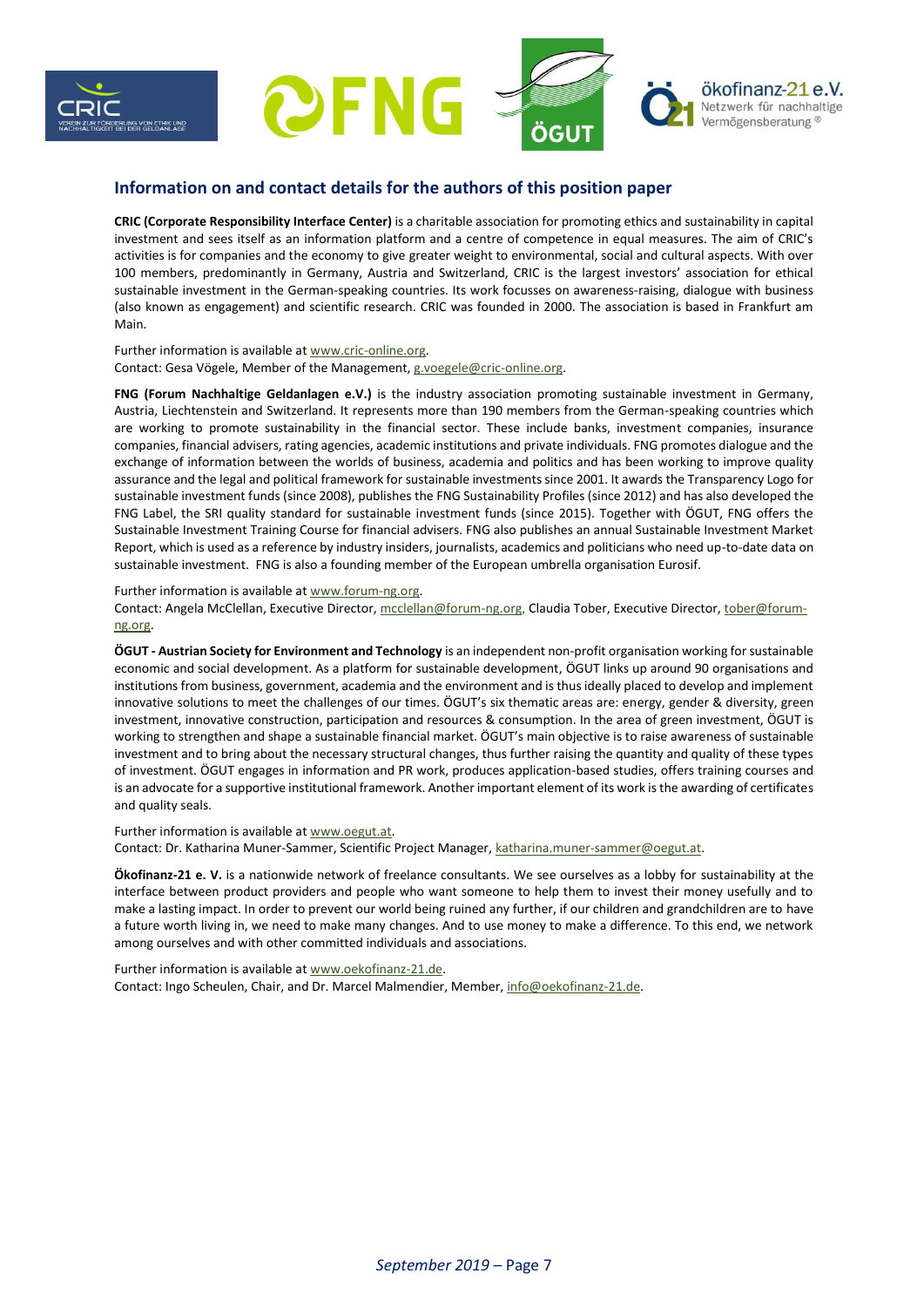## Information on and contact details for the authors of this position paper

**CRIC (Corporate Responsibility Interface Center)** is a charitable association for promoting ethics and sustainability in capital investment and sees itself as an information platform and a centre of competence in equal measures. The aim of CRIC's activities is for companies and the economy to give greater weight to environmental, social and cultural aspects. With over 100 members, predominantly in Germany, Austria and Switzerland, CRIC is the largest investors' association for ethical sustainable investment in the German-speaking countries. Its work focusses on awareness-raising, dialogue with business (also known as engagement) and scientific research. CRIC was founded in 2000. The association is based in Frankfurt am Main.

Further information is available at www.cric-online.org.
Contact: Gesa Vögele, Member of the Management, g.voegele@cric-online.org.

**FNG (Forum Nachhaltige Geldanlagen e.V.)** is the industry association promoting sustainable investment in Germany, Austria, Liechtenstein and Switzerland. It represents more than 190 members from the German-speaking countries which are working to promote sustainability in the financial sector. These include banks, investment companies, insurance companies, financial advisers, rating agencies, academic institutions and private individuals. FNG promotes dialogue and the exchange of information between the worlds of business, academia and politics and has been working to improve quality assurance and the legal and political framework for sustainable investments since 2001. It awards the Transparency Logo for sustainable investment funds (since 2008), publishes the FNG Sustainability Profiles (since 2012) and has also developed the FNG Label, the SRI quality standard for sustainable investment funds (since 2015). Together with ÖGUT, FNG offers the Sustainable Investment Training Course for financial advisers. FNG also publishes an annual Sustainable Investment Market Report, which is used as a reference by industry insiders, journalists, academics and politicians who need up-to-date data on sustainable investment. FNG is also a founding member of the European umbrella organisation Eurosif.

Further information is available at www.forum-ng.org.
Contact: Angela McClellan, Executive Director, mcclellan@forum-ng.org, Claudia Tober, Executive Director, tober@forum-ng.org.

**ÖGUT - Austrian Society for Environment and Technology** is an independent non-profit organisation working for sustainable economic and social development. As a platform for sustainable development, ÖGUT links up around 90 organisations and institutions from business, government, academia and the environment and is thus ideally placed to develop and implement innovative solutions to meet the challenges of our times. ÖGUT's six thematic areas are: energy, gender & diversity, green investment, innovative construction, participation and resources & consumption. In the area of green investment, ÖGUT is working to strengthen and shape a sustainable financial market. ÖGUT's main objective is to raise awareness of sustainable investment and to bring about the necessary structural changes, thus further raising the quantity and quality of these types of investment. ÖGUT engages in information and PR work, produces application-based studies, offers training courses and is an advocate for a supportive institutional framework. Another important element of its work is the awarding of certificates and quality seals.

Further information is available at www.oegut.at.
Contact: Dr. Katharina Muner-Sammer, Scientific Project Manager, katharina.muner-sammer@oegut.at.

**Ökofinanz-21 e. V.** is a nationwide network of freelance consultants. We see ourselves as a lobby for sustainability at the interface between product providers and people who want someone to help them to invest their money usefully and to make a lasting impact. In order to prevent our world being ruined any further, if our children and grandchildren are to have a future worth living in, we need to make many changes. And to use money to make a difference. To this end, we network among ourselves and with other committed individuals and associations.

Further information is available at www.oekofinanz-21.de.
Contact: Ingo Scheulen, Chair, and Dr. Marcel Malmendier, Member, info@oekofinanz-21.de.